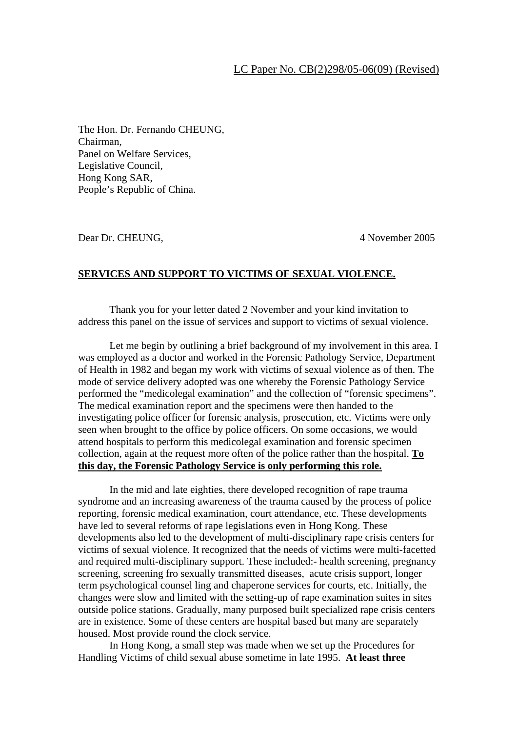LC Paper No. CB(2)298/05-06(09) (Revised)

The Hon. Dr. Fernando CHEUNG,
Chairman,
Panel on Welfare Services,
Legislative Council,
Hong Kong SAR,
People's Republic of China.

Dear Dr. CHEUNG, 4 November 2005

**SERVICES AND SUPPORT TO VICTIMS OF SEXUAL VIOLENCE.**

Thank you for your letter dated 2 November and your kind invitation to address this panel on the issue of services and support to victims of sexual violence.

Let me begin by outlining a brief background of my involvement in this area. I was employed as a doctor and worked in the Forensic Pathology Service, Department of Health in 1982 and began my work with victims of sexual violence as of then. The mode of service delivery adopted was one whereby the Forensic Pathology Service performed the "medicolegal examination" and the collection of "forensic specimens". The medical examination report and the specimens were then handed to the investigating police officer for forensic analysis, prosecution, etc. Victims were only seen when brought to the office by police officers. On some occasions, we would attend hospitals to perform this medicolegal examination and forensic specimen collection, again at the request more often of the police rather than the hospital. **To this day, the Forensic Pathology Service is only performing this role.**

In the mid and late eighties, there developed recognition of rape trauma syndrome and an increasing awareness of the trauma caused by the process of police reporting, forensic medical examination, court attendance, etc. These developments have led to several reforms of rape legislations even in Hong Kong. These developments also led to the development of multi-disciplinary rape crisis centers for victims of sexual violence. It recognized that the needs of victims were multi-facetted and required multi-disciplinary support. These included:- health screening, pregnancy screening, screening fro sexually transmitted diseases, acute crisis support, longer term psychological counsel ling and chaperone services for courts, etc. Initially, the changes were slow and limited with the setting-up of rape examination suites in sites outside police stations. Gradually, many purposed built specialized rape crisis centers are in existence. Some of these centers are hospital based but many are separately housed. Most provide round the clock service.

In Hong Kong, a small step was made when we set up the Procedures for Handling Victims of child sexual abuse sometime in late 1995. **At least three**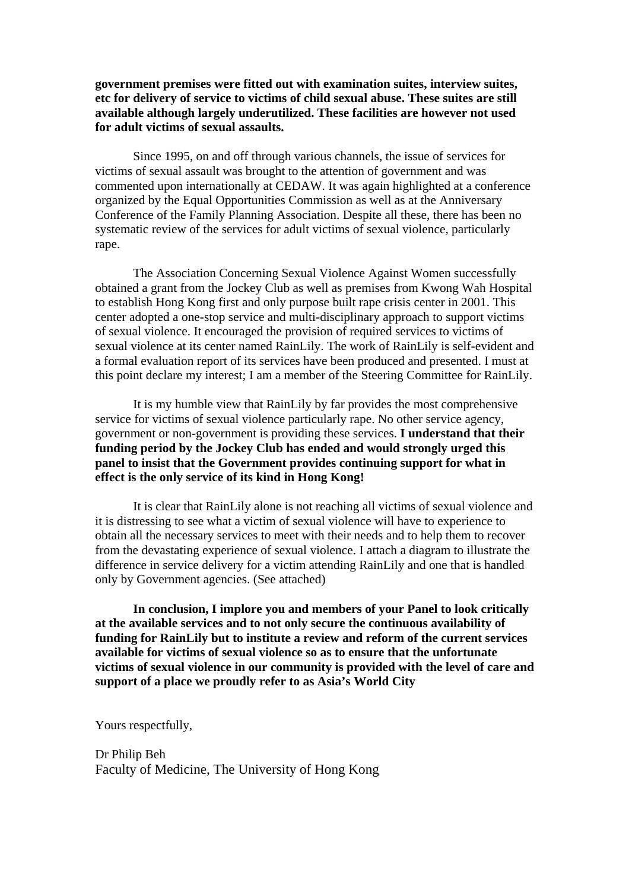**government premises were fitted out with examination suites, interview suites, etc for delivery of service to victims of child sexual abuse. These suites are still available although largely underutilized. These facilities are however not used for adult victims of sexual assaults.**

Since 1995, on and off through various channels, the issue of services for victims of sexual assault was brought to the attention of government and was commented upon internationally at CEDAW. It was again highlighted at a conference organized by the Equal Opportunities Commission as well as at the Anniversary Conference of the Family Planning Association. Despite all these, there has been no systematic review of the services for adult victims of sexual violence, particularly rape.

The Association Concerning Sexual Violence Against Women successfully obtained a grant from the Jockey Club as well as premises from Kwong Wah Hospital to establish Hong Kong first and only purpose built rape crisis center in 2001. This center adopted a one-stop service and multi-disciplinary approach to support victims of sexual violence. It encouraged the provision of required services to victims of sexual violence at its center named RainLily. The work of RainLily is self-evident and a formal evaluation report of its services have been produced and presented. I must at this point declare my interest; I am a member of the Steering Committee for RainLily.

It is my humble view that RainLily by far provides the most comprehensive service for victims of sexual violence particularly rape. No other service agency, government or non-government is providing these services. **I understand that their funding period by the Jockey Club has ended and would strongly urged this panel to insist that the Government provides continuing support for what in effect is the only service of its kind in Hong Kong!**

It is clear that RainLily alone is not reaching all victims of sexual violence and it is distressing to see what a victim of sexual violence will have to experience to obtain all the necessary services to meet with their needs and to help them to recover from the devastating experience of sexual violence. I attach a diagram to illustrate the difference in service delivery for a victim attending RainLily and one that is handled only by Government agencies. (See attached)

**In conclusion, I implore you and members of your Panel to look critically at the available services and to not only secure the continuous availability of funding for RainLily but to institute a review and reform of the current services available for victims of sexual violence so as to ensure that the unfortunate victims of sexual violence in our community is provided with the level of care and support of a place we proudly refer to as Asia's World City**

Yours respectfully,

Dr Philip Beh
Faculty of Medicine, The University of Hong Kong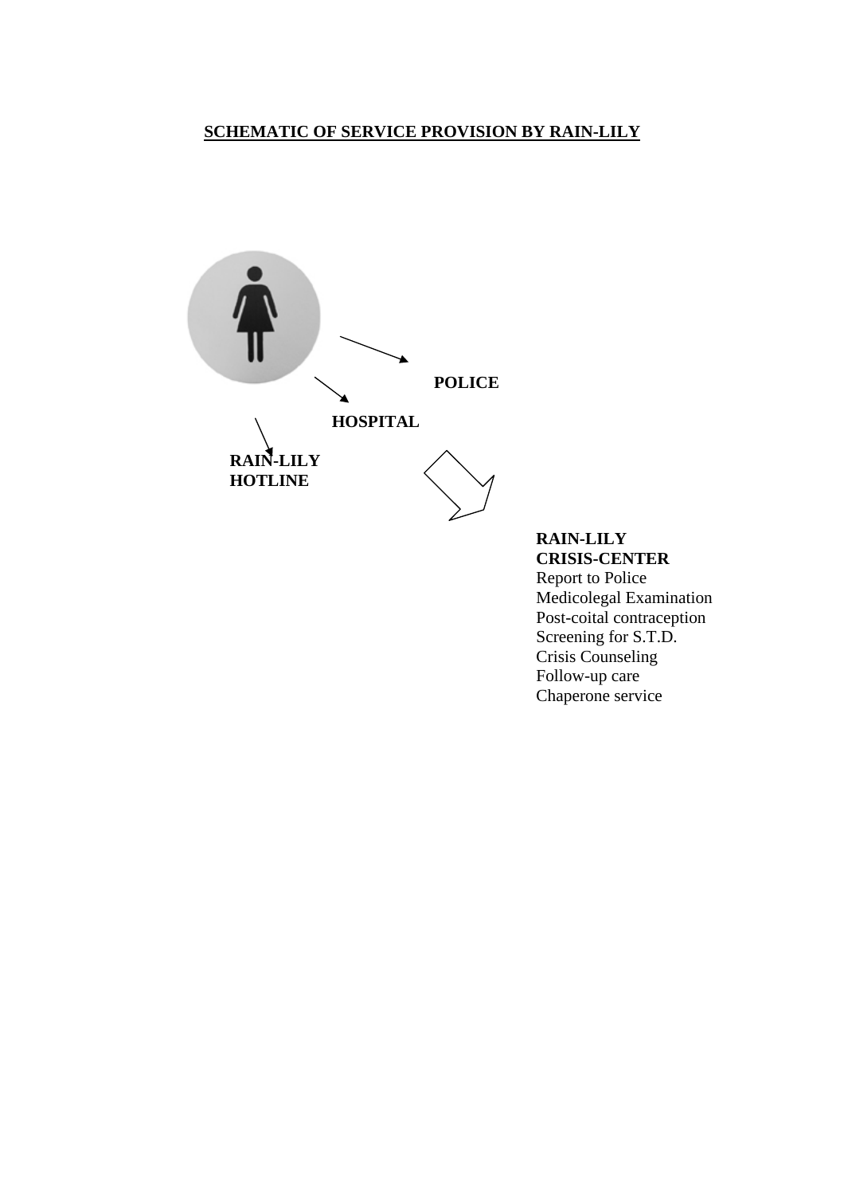**SCHEMATIC OF SERVICE PROVISION BY RAIN-LILY**

**POLICE**

**HOSPITAL**

**RAIN-LILY HOTLINE**

**RAIN-LILY CRISIS-CENTER**

Report to Police
Medicolegal Examination
Post-coital contraception
Screening for S.T.D.
Crisis Counseling
Follow-up care
Chaperone service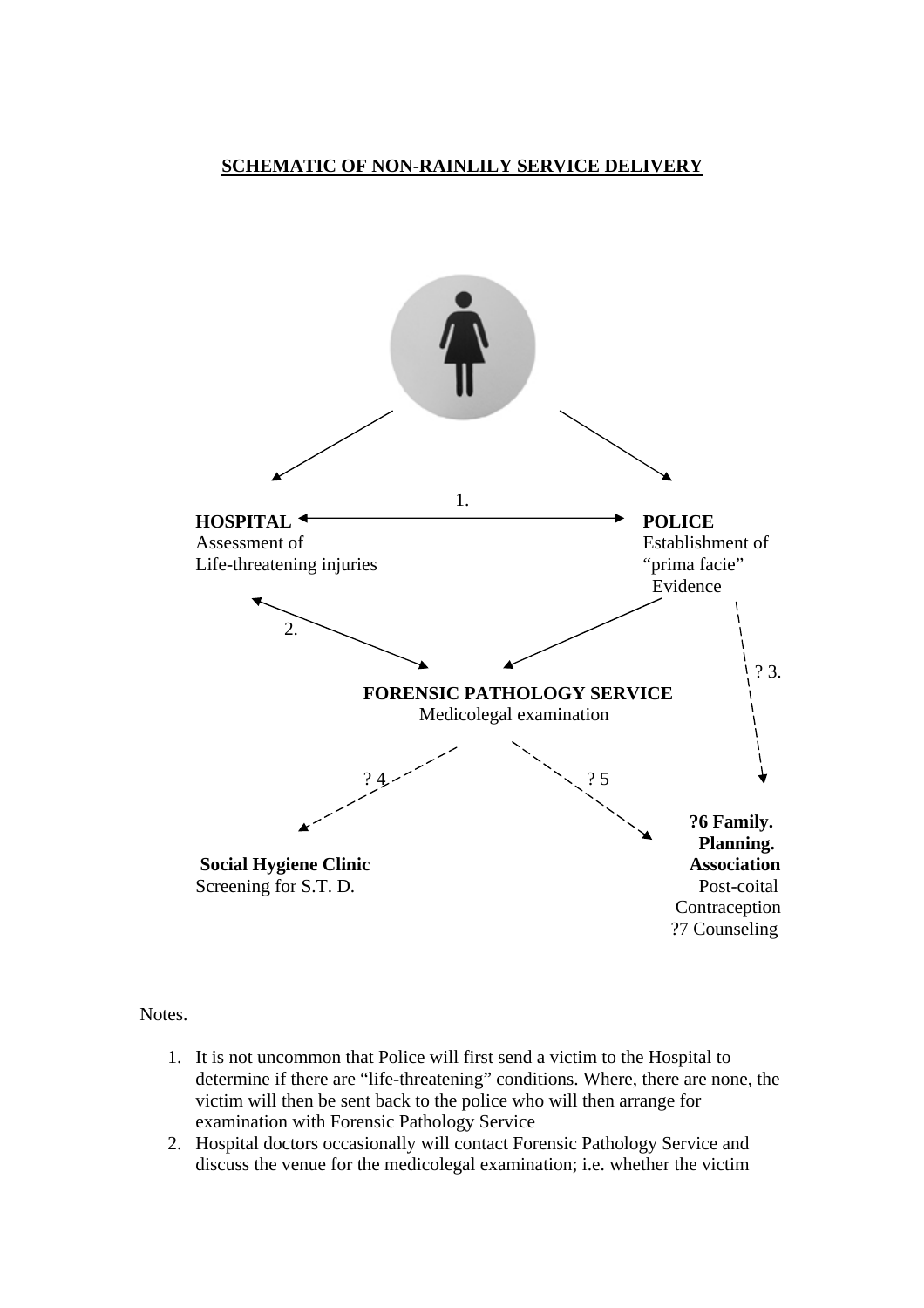## SCHEMATIC OF NON-RAINLILY SERVICE DELIVERY

1.

**HOSPITAL**
Assessment of
Life-threatening injuries

**POLICE**
Establishment of
"prima facie"
Evidence

2.

? 3.

**FORENSIC PATHOLOGY SERVICE**
Medicolegal examination

? 4

? 5

**Social Hygiene Clinic**
Screening for S.T. D.

**?6 Family. Planning. Association**
Post-coital
Contraception
?7 Counseling

Notes.

1. It is not uncommon that Police will first send a victim to the Hospital to determine if there are "life-threatening" conditions. Where, there are none, the victim will then be sent back to the police who will then arrange for examination with Forensic Pathology Service
2. Hospital doctors occasionally will contact Forensic Pathology Service and discuss the venue for the medicolegal examination; i.e. whether the victim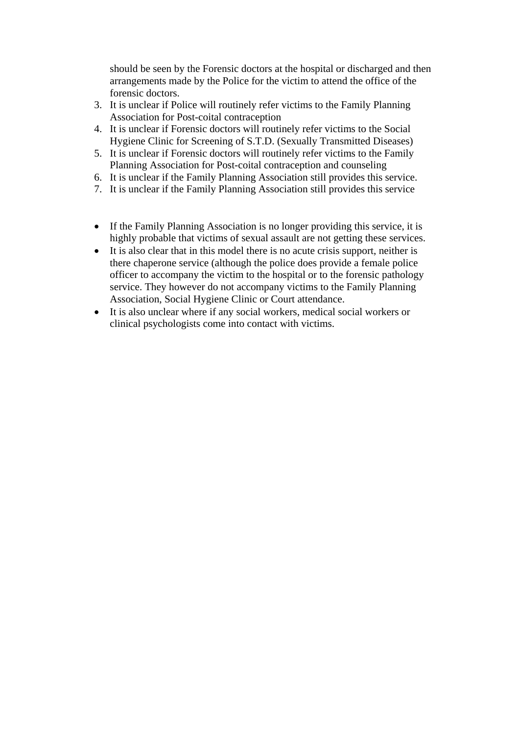should be seen by the Forensic doctors at the hospital or discharged and then arrangements made by the Police for the victim to attend the office of the forensic doctors.

3. It is unclear if Police will routinely refer victims to the Family Planning Association for Post-coital contraception
4. It is unclear if Forensic doctors will routinely refer victims to the Social Hygiene Clinic for Screening of S.T.D. (Sexually Transmitted Diseases)
5. It is unclear if Forensic doctors will routinely refer victims to the Family Planning Association for Post-coital contraception and counseling
6. It is unclear if the Family Planning Association still provides this service.
7. It is unclear if the Family Planning Association still provides this service

- If the Family Planning Association is no longer providing this service, it is highly probable that victims of sexual assault are not getting these services.
- It is also clear that in this model there is no acute crisis support, neither is there chaperone service (although the police does provide a female police officer to accompany the victim to the hospital or to the forensic pathology service. They however do not accompany victims to the Family Planning Association, Social Hygiene Clinic or Court attendance.
- It is also unclear where if any social workers, medical social workers or clinical psychologists come into contact with victims.